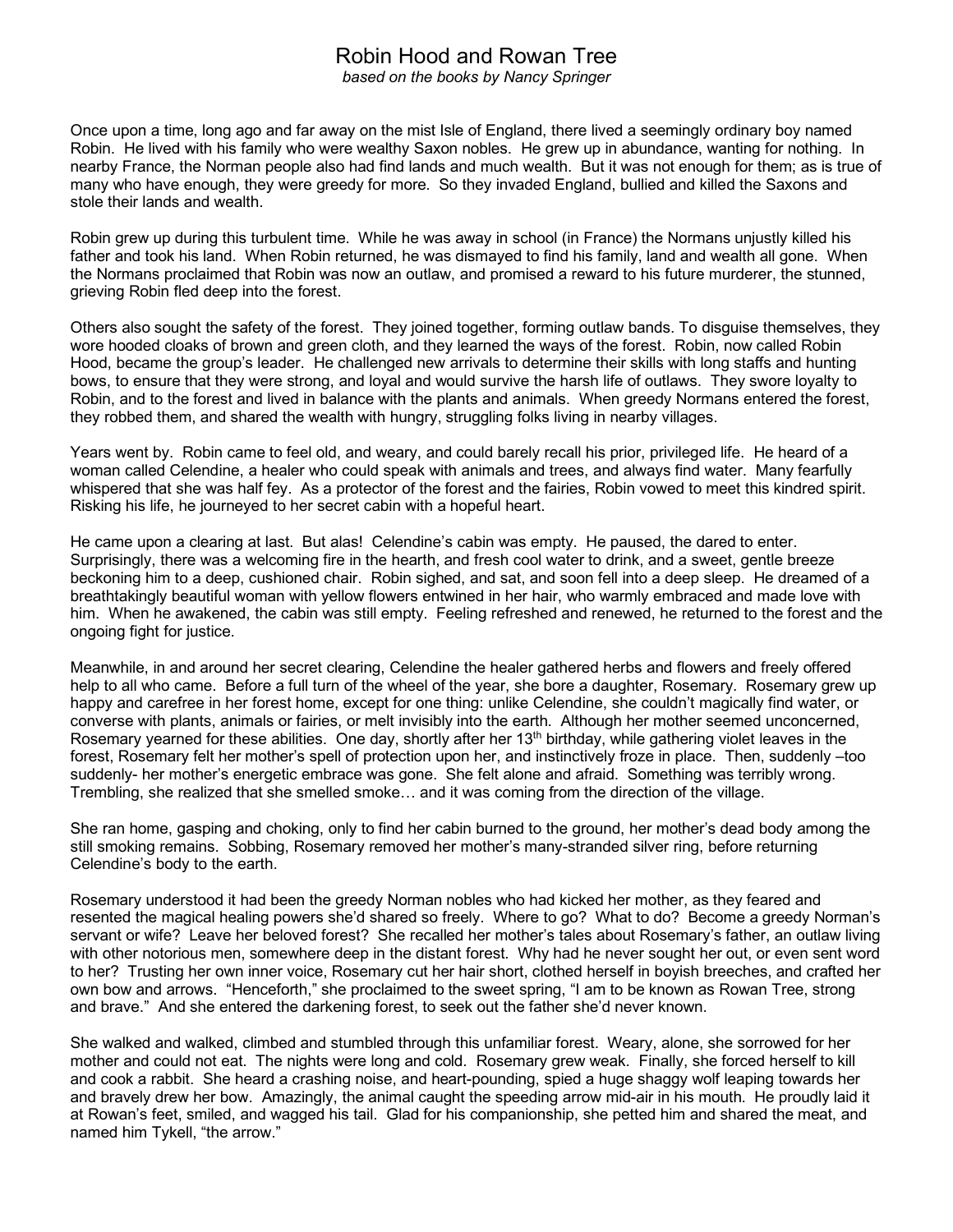# Robin Hood and Rowan Tree

*based on the books by Nancy Springer*

Once upon a time, long ago and far away on the mist Isle of England, there lived a seemingly ordinary boy named Robin. He lived with his family who were wealthy Saxon nobles. He grew up in abundance, wanting for nothing. In nearby France, the Norman people also had find lands and much wealth. But it was not enough for them; as is true of many who have enough, they were greedy for more. So they invaded England, bullied and killed the Saxons and stole their lands and wealth.

Robin grew up during this turbulent time. While he was away in school (in France) the Normans unjustly killed his father and took his land. When Robin returned, he was dismayed to find his family, land and wealth all gone. When the Normans proclaimed that Robin was now an outlaw, and promised a reward to his future murderer, the stunned, grieving Robin fled deep into the forest.

Others also sought the safety of the forest. They joined together, forming outlaw bands. To disguise themselves, they wore hooded cloaks of brown and green cloth, and they learned the ways of the forest. Robin, now called Robin Hood, became the group's leader. He challenged new arrivals to determine their skills with long staffs and hunting bows, to ensure that they were strong, and loyal and would survive the harsh life of outlaws. They swore loyalty to Robin, and to the forest and lived in balance with the plants and animals. When greedy Normans entered the forest, they robbed them, and shared the wealth with hungry, struggling folks living in nearby villages.

Years went by. Robin came to feel old, and weary, and could barely recall his prior, privileged life. He heard of a woman called Celendine, a healer who could speak with animals and trees, and always find water. Many fearfully whispered that she was half fey. As a protector of the forest and the fairies, Robin vowed to meet this kindred spirit. Risking his life, he journeyed to her secret cabin with a hopeful heart.

He came upon a clearing at last. But alas! Celendine's cabin was empty. He paused, the dared to enter. Surprisingly, there was a welcoming fire in the hearth, and fresh cool water to drink, and a sweet, gentle breeze beckoning him to a deep, cushioned chair. Robin sighed, and sat, and soon fell into a deep sleep. He dreamed of a breathtakingly beautiful woman with yellow flowers entwined in her hair, who warmly embraced and made love with him. When he awakened, the cabin was still empty. Feeling refreshed and renewed, he returned to the forest and the ongoing fight for justice.

Meanwhile, in and around her secret clearing, Celendine the healer gathered herbs and flowers and freely offered help to all who came. Before a full turn of the wheel of the year, she bore a daughter, Rosemary. Rosemary grew up happy and carefree in her forest home, except for one thing: unlike Celendine, she couldn't magically find water, or converse with plants, animals or fairies, or melt invisibly into the earth. Although her mother seemed unconcerned, Rosemary yearned for these abilities. One day, shortly after her 13th birthday, while gathering violet leaves in the forest, Rosemary felt her mother's spell of protection upon her, and instinctively froze in place. Then, suddenly –too suddenly- her mother's energetic embrace was gone. She felt alone and afraid. Something was terribly wrong. Trembling, she realized that she smelled smoke… and it was coming from the direction of the village.

She ran home, gasping and choking, only to find her cabin burned to the ground, her mother's dead body among the still smoking remains. Sobbing, Rosemary removed her mother's many-stranded silver ring, before returning Celendine's body to the earth.

Rosemary understood it had been the greedy Norman nobles who had kicked her mother, as they feared and resented the magical healing powers she'd shared so freely. Where to go? What to do? Become a greedy Norman's servant or wife? Leave her beloved forest? She recalled her mother's tales about Rosemary's father, an outlaw living with other notorious men, somewhere deep in the distant forest. Why had he never sought her out, or even sent word to her? Trusting her own inner voice, Rosemary cut her hair short, clothed herself in boyish breeches, and crafted her own bow and arrows. "Henceforth," she proclaimed to the sweet spring, "I am to be known as Rowan Tree, strong and brave." And she entered the darkening forest, to seek out the father she'd never known.

She walked and walked, climbed and stumbled through this unfamiliar forest. Weary, alone, she sorrowed for her mother and could not eat. The nights were long and cold. Rosemary grew weak. Finally, she forced herself to kill and cook a rabbit. She heard a crashing noise, and heart-pounding, spied a huge shaggy wolf leaping towards her and bravely drew her bow. Amazingly, the animal caught the speeding arrow mid-air in his mouth. He proudly laid it at Rowan's feet, smiled, and wagged his tail. Glad for his companionship, she petted him and shared the meat, and named him Tykell, "the arrow."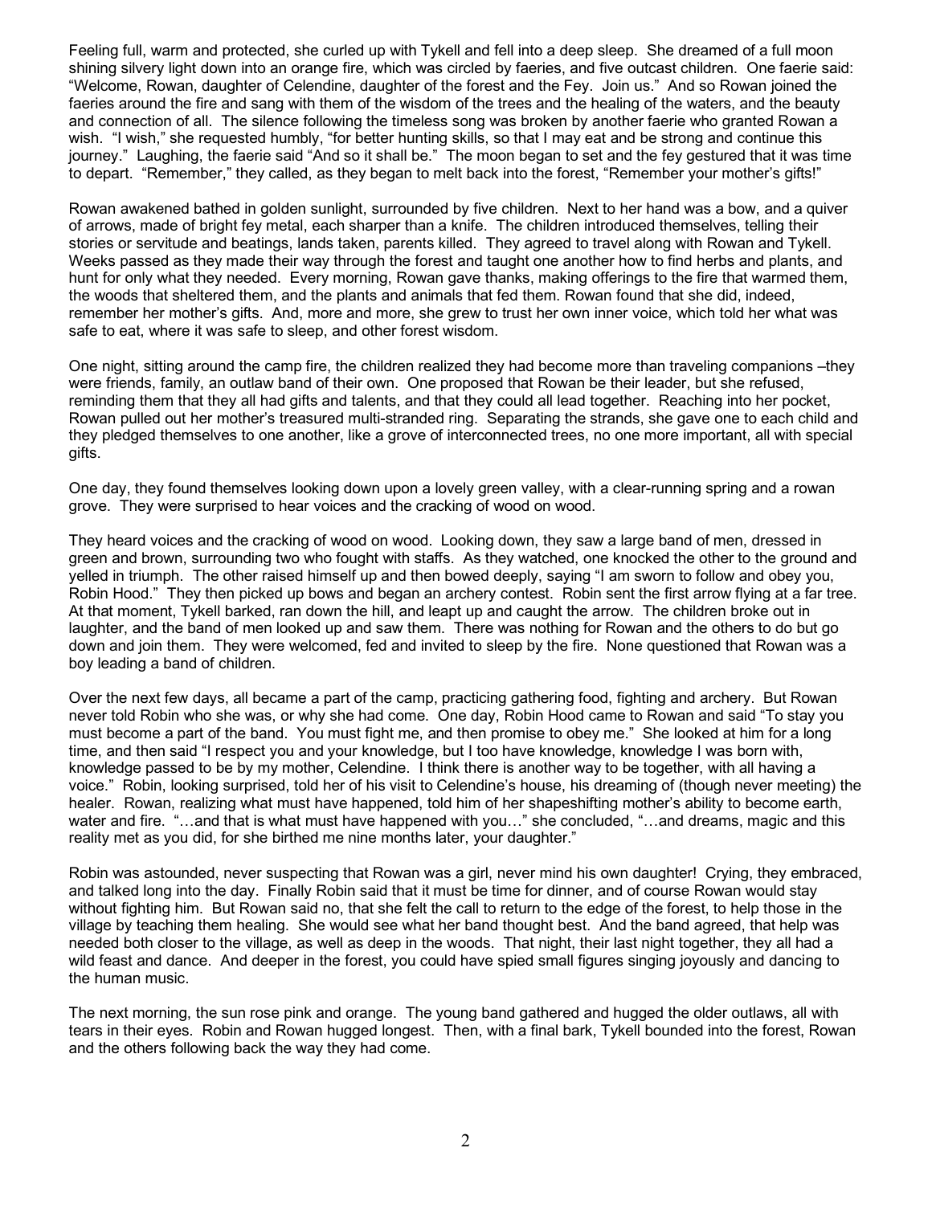Feeling full, warm and protected, she curled up with Tykell and fell into a deep sleep. She dreamed of a full moon shining silvery light down into an orange fire, which was circled by faeries, and five outcast children. One faerie said: "Welcome, Rowan, daughter of Celendine, daughter of the forest and the Fey. Join us." And so Rowan joined the faeries around the fire and sang with them of the wisdom of the trees and the healing of the waters, and the beauty and connection of all. The silence following the timeless song was broken by another faerie who granted Rowan a wish. "I wish," she requested humbly, "for better hunting skills, so that I may eat and be strong and continue this journey." Laughing, the faerie said "And so it shall be." The moon began to set and the fey gestured that it was time to depart. "Remember," they called, as they began to melt back into the forest, "Remember your mother's gifts!"

Rowan awakened bathed in golden sunlight, surrounded by five children. Next to her hand was a bow, and a quiver of arrows, made of bright fey metal, each sharper than a knife. The children introduced themselves, telling their stories or servitude and beatings, lands taken, parents killed. They agreed to travel along with Rowan and Tykell. Weeks passed as they made their way through the forest and taught one another how to find herbs and plants, and hunt for only what they needed. Every morning, Rowan gave thanks, making offerings to the fire that warmed them, the woods that sheltered them, and the plants and animals that fed them. Rowan found that she did, indeed, remember her mother's gifts. And, more and more, she grew to trust her own inner voice, which told her what was safe to eat, where it was safe to sleep, and other forest wisdom.

One night, sitting around the camp fire, the children realized they had become more than traveling companions –they were friends, family, an outlaw band of their own. One proposed that Rowan be their leader, but she refused, reminding them that they all had gifts and talents, and that they could all lead together. Reaching into her pocket, Rowan pulled out her mother's treasured multi-stranded ring. Separating the strands, she gave one to each child and they pledged themselves to one another, like a grove of interconnected trees, no one more important, all with special gifts.

One day, they found themselves looking down upon a lovely green valley, with a clear-running spring and a rowan grove. They were surprised to hear voices and the cracking of wood on wood.

They heard voices and the cracking of wood on wood. Looking down, they saw a large band of men, dressed in green and brown, surrounding two who fought with staffs. As they watched, one knocked the other to the ground and yelled in triumph. The other raised himself up and then bowed deeply, saying "I am sworn to follow and obey you, Robin Hood." They then picked up bows and began an archery contest. Robin sent the first arrow flying at a far tree. At that moment, Tykell barked, ran down the hill, and leapt up and caught the arrow. The children broke out in laughter, and the band of men looked up and saw them. There was nothing for Rowan and the others to do but go down and join them. They were welcomed, fed and invited to sleep by the fire. None questioned that Rowan was a boy leading a band of children.

Over the next few days, all became a part of the camp, practicing gathering food, fighting and archery. But Rowan never told Robin who she was, or why she had come. One day, Robin Hood came to Rowan and said "To stay you must become a part of the band. You must fight me, and then promise to obey me." She looked at him for a long time, and then said "I respect you and your knowledge, but I too have knowledge, knowledge I was born with, knowledge passed to be by my mother, Celendine. I think there is another way to be together, with all having a voice." Robin, looking surprised, told her of his visit to Celendine's house, his dreaming of (though never meeting) the healer. Rowan, realizing what must have happened, told him of her shapeshifting mother's ability to become earth, water and fire. "…and that is what must have happened with you…" she concluded, "…and dreams, magic and this reality met as you did, for she birthed me nine months later, your daughter."

Robin was astounded, never suspecting that Rowan was a girl, never mind his own daughter! Crying, they embraced, and talked long into the day. Finally Robin said that it must be time for dinner, and of course Rowan would stay without fighting him. But Rowan said no, that she felt the call to return to the edge of the forest, to help those in the village by teaching them healing. She would see what her band thought best. And the band agreed, that help was needed both closer to the village, as well as deep in the woods. That night, their last night together, they all had a wild feast and dance. And deeper in the forest, you could have spied small figures singing joyously and dancing to the human music.

The next morning, the sun rose pink and orange. The young band gathered and hugged the older outlaws, all with tears in their eyes. Robin and Rowan hugged longest. Then, with a final bark, Tykell bounded into the forest, Rowan and the others following back the way they had come.